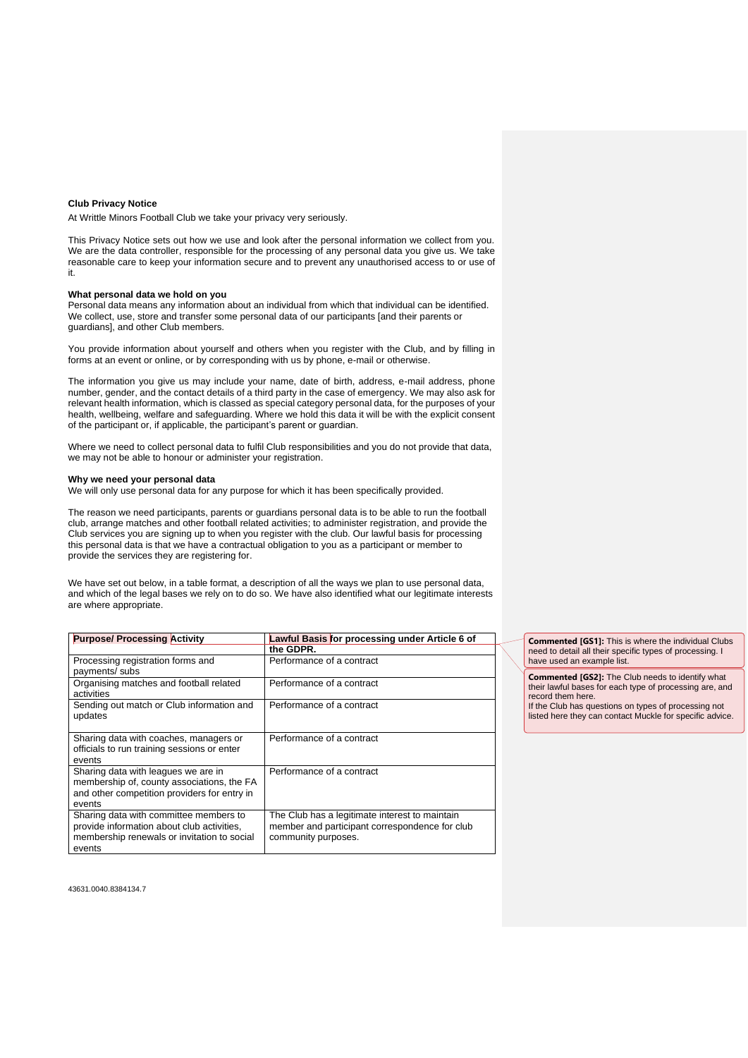**Club Privacy Notice**

At Writtle Minors Football Club we take your privacy very seriously.

This Privacy Notice sets out how we use and look after the personal information we collect from you. We are the data controller, responsible for the processing of any personal data you give us. We take reasonable care to keep your information secure and to prevent any unauthorised access to or use of it.

**What personal data we hold on you**

Personal data means any information about an individual from which that individual can be identified. We collect, use, store and transfer some personal data of our participants [and their parents or guardians], and other Club members.

You provide information about yourself and others when you register with the Club, and by filling in forms at an event or online, or by corresponding with us by phone, e-mail or otherwise.

The information you give us may include your name, date of birth, address, e-mail address, phone number, gender, and the contact details of a third party in the case of emergency. We may also ask for relevant health information, which is classed as special category personal data, for the purposes of your health, wellbeing, welfare and safeguarding. Where we hold this data it will be with the explicit consent of the participant or, if applicable, the participant's parent or guardian.

Where we need to collect personal data to fulfil Club responsibilities and you do not provide that data, we may not be able to honour or administer your registration.

**Why we need your personal data**

We will only use personal data for any purpose for which it has been specifically provided.

The reason we need participants, parents or guardians personal data is to be able to run the football club, arrange matches and other football related activities; to administer registration, and provide the Club services you are signing up to when you register with the club. Our lawful basis for processing this personal data is that we have a contractual obligation to you as a participant or member to provide the services they are registering for.

We have set out below, in a table format, a description of all the ways we plan to use personal data, and which of the legal bases we rely on to do so. We have also identified what our legitimate interests are where appropriate.

| Purpose/ Processing Activity | Lawful Basis for processing under Article 6 of the GDPR. |
|---|---|
| Processing registration forms and payments/ subs | Performance of a contract |
| Organising matches and football related activities | Performance of a contract |
| Sending out match or Club information and updates | Performance of a contract |
| Sharing data with coaches, managers or officials to run training sessions or enter events | Performance of a contract |
| Sharing data with leagues we are in membership of, county associations, the FA and other competition providers for entry in events | Performance of a contract |
| Sharing data with committee members to provide information about club activities, membership renewals or invitation to social events | The Club has a legitimate interest to maintain member and participant correspondence for club community purposes. |

**Commented [GS1]:** This is where the individual Clubs need to detail all their specific types of processing. I have used an example list.

**Commented [GS2]:** The Club needs to identify what their lawful bases for each type of processing are, and record them here.
If the Club has questions on types of processing not listed here they can contact Muckle for specific advice.

43631.0040.8384134.7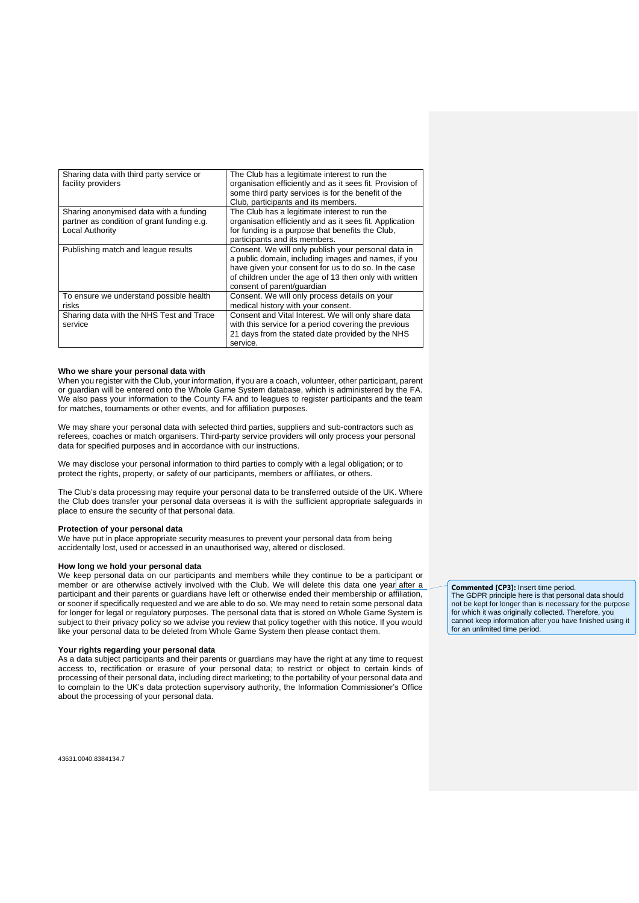| Sharing data with third party service or facility providers | The Club has a legitimate interest to run the organisation efficiently and as it sees fit. Provision of some third party services is for the benefit of the Club, participants and its members. |
|---|---|
| Sharing anonymised data with a funding partner as condition of grant funding e.g. Local Authority | The Club has a legitimate interest to run the organisation efficiently and as it sees fit. Application for funding is a purpose that benefits the Club, participants and its members. |
| Publishing match and league results | Consent. We will only publish your personal data in a public domain, including images and names, if you have given your consent for us to do so. In the case of children under the age of 13 then only with written consent of parent/guardian |
| To ensure we understand possible health risks | Consent. We will only process details on your medical history with your consent. |
| Sharing data with the NHS Test and Trace service | Consent and Vital Interest. We will only share data with this service for a period covering the previous 21 days from the stated date provided by the NHS service. |

**Who we share your personal data with**

When you register with the Club, your information, if you are a coach, volunteer, other participant, parent or guardian will be entered onto the Whole Game System database, which is administered by the FA. We also pass your information to the County FA and to leagues to register participants and the team for matches, tournaments or other events, and for affiliation purposes.

We may share your personal data with selected third parties, suppliers and sub-contractors such as referees, coaches or match organisers. Third-party service providers will only process your personal data for specified purposes and in accordance with our instructions.

We may disclose your personal information to third parties to comply with a legal obligation; or to protect the rights, property, or safety of our participants, members or affiliates, or others.

The Club's data processing may require your personal data to be transferred outside of the UK. Where the Club does transfer your personal data overseas it is with the sufficient appropriate safeguards in place to ensure the security of that personal data.

**Protection of your personal data**

We have put in place appropriate security measures to prevent your personal data from being accidentally lost, used or accessed in an unauthorised way, altered or disclosed.

**How long we hold your personal data**

We keep personal data on our participants and members while they continue to be a participant or member or are otherwise actively involved with the Club. We will delete this data one year after a participant and their parents or guardians have left or otherwise ended their membership or affiliation, or sooner if specifically requested and we are able to do so. We may need to retain some personal data for longer for legal or regulatory purposes. The personal data that is stored on Whole Game System is subject to their privacy policy so we advise you review that policy together with this notice. If you would like your personal data to be deleted from Whole Game System then please contact them.

**Commented [CP3]:** Insert time period.
The GDPR principle here is that personal data should not be kept for longer than is necessary for the purpose for which it was originally collected. Therefore, you cannot keep information after you have finished using it for an unlimited time period.

**Your rights regarding your personal data**

As a data subject participants and their parents or guardians may have the right at any time to request access to, rectification or erasure of your personal data; to restrict or object to certain kinds of processing of their personal data, including direct marketing; to the portability of your personal data and to complain to the UK's data protection supervisory authority, the Information Commissioner's Office about the processing of your personal data.

43631.0040.8384134.7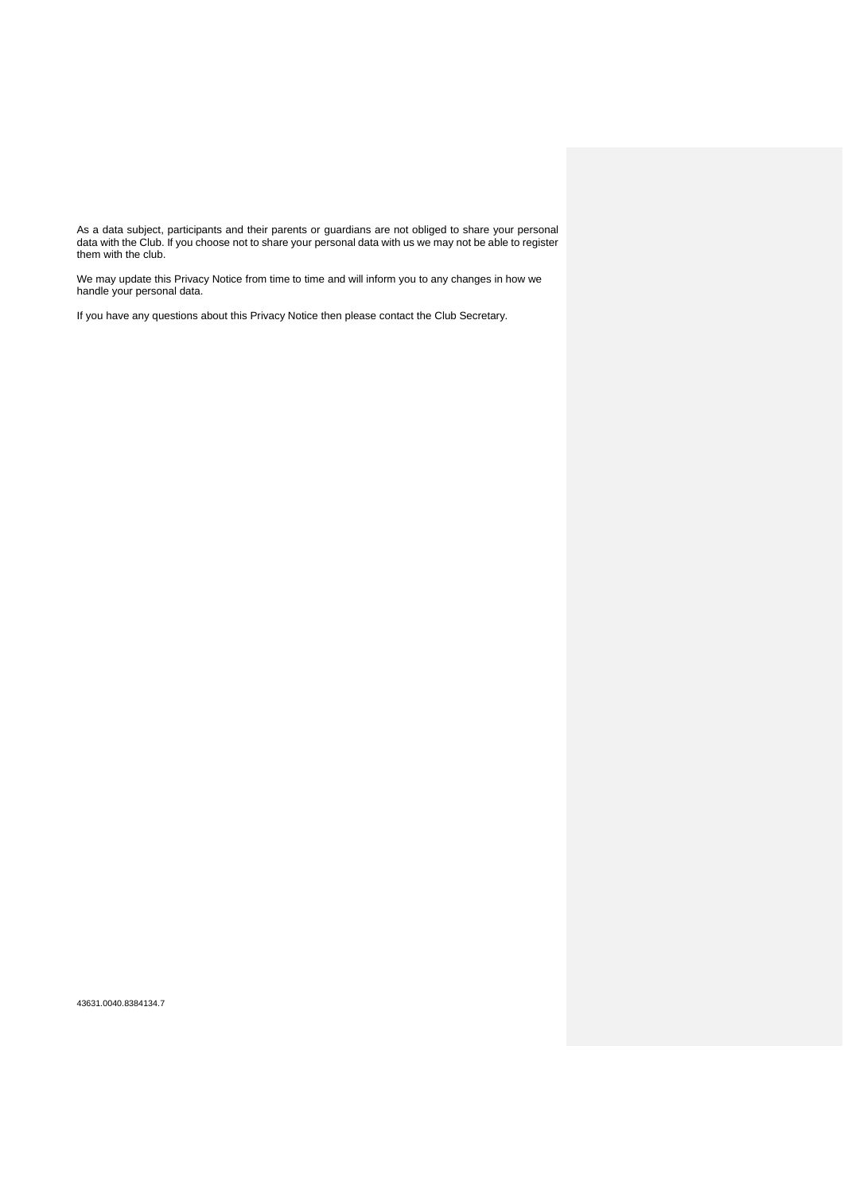As a data subject, participants and their parents or guardians are not obliged to share your personal data with the Club. If you choose not to share your personal data with us we may not be able to register them with the club.

We may update this Privacy Notice from time to time and will inform you to any changes in how we handle your personal data.

If you have any questions about this Privacy Notice then please contact the Club Secretary.

43631.0040.8384134.7